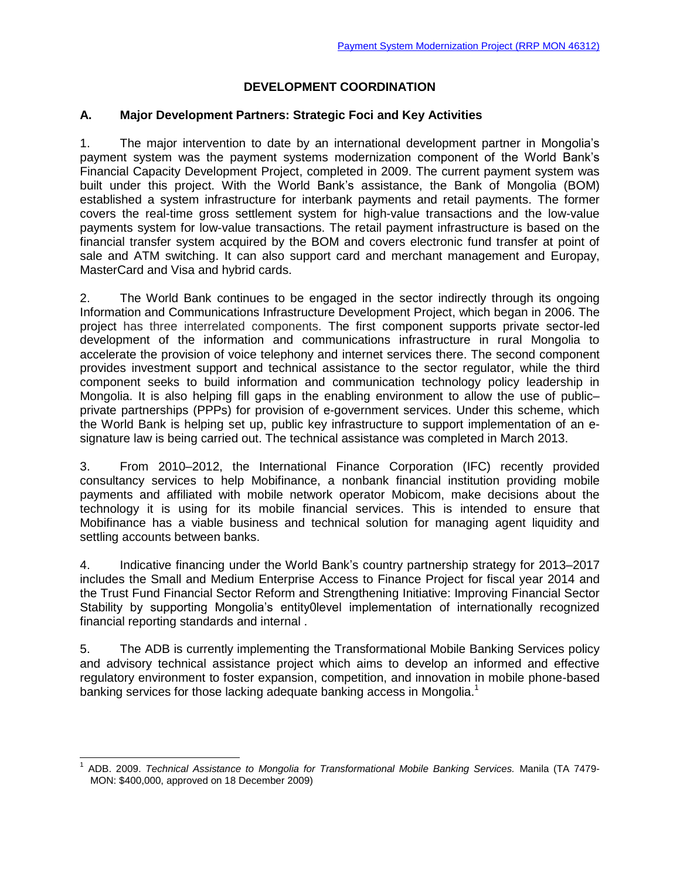# DEVELOPMENT COORDINATION

## A. Major Development Partners: Strategic Foci and Key Activities

1. The major intervention to date by an international development partner in Mongolia's payment system was the payment systems modernization component of the World Bank's Financial Capacity Development Project, completed in 2009. The current payment system was built under this project. With the World Bank's assistance, the Bank of Mongolia (BOM) established a system infrastructure for interbank payments and retail payments. The former covers the real-time gross settlement system for high-value transactions and the low-value payments system for low-value transactions. The retail payment infrastructure is based on the financial transfer system acquired by the BOM and covers electronic fund transfer at point of sale and ATM switching. It can also support card and merchant management and Europay, MasterCard and Visa and hybrid cards.

2. The World Bank continues to be engaged in the sector indirectly through its ongoing Information and Communications Infrastructure Development Project, which began in 2006. The project has three interrelated components. The first component supports private sector-led development of the information and communications infrastructure in rural Mongolia to accelerate the provision of voice telephony and internet services there. The second component provides investment support and technical assistance to the sector regulator, while the third component seeks to build information and communication technology policy leadership in Mongolia. It is also helping fill gaps in the enabling environment to allow the use of public–private partnerships (PPPs) for provision of e-government services. Under this scheme, which the World Bank is helping set up, public key infrastructure to support implementation of an e-signature law is being carried out. The technical assistance was completed in March 2013.

3. From 2010–2012, the International Finance Corporation (IFC) recently provided consultancy services to help Mobifinance, a nonbank financial institution providing mobile payments and affiliated with mobile network operator Mobicom, make decisions about the technology it is using for its mobile financial services. This is intended to ensure that Mobifinance has a viable business and technical solution for managing agent liquidity and settling accounts between banks.

4. Indicative financing under the World Bank's country partnership strategy for 2013–2017 includes the Small and Medium Enterprise Access to Finance Project for fiscal year 2014 and the Trust Fund Financial Sector Reform and Strengthening Initiative: Improving Financial Sector Stability by supporting Mongolia's entity0level implementation of internationally recognized financial reporting standards and internal .

5. The ADB is currently implementing the Transformational Mobile Banking Services policy and advisory technical assistance project which aims to develop an informed and effective regulatory environment to foster expansion, competition, and innovation in mobile phone-based banking services for those lacking adequate banking access in Mongolia.[1]

---

[1] ADB. 2009. *Technical Assistance to Mongolia for Transformational Mobile Banking Services.* Manila (TA 7479-MON: $400,000, approved on 18 December 2009)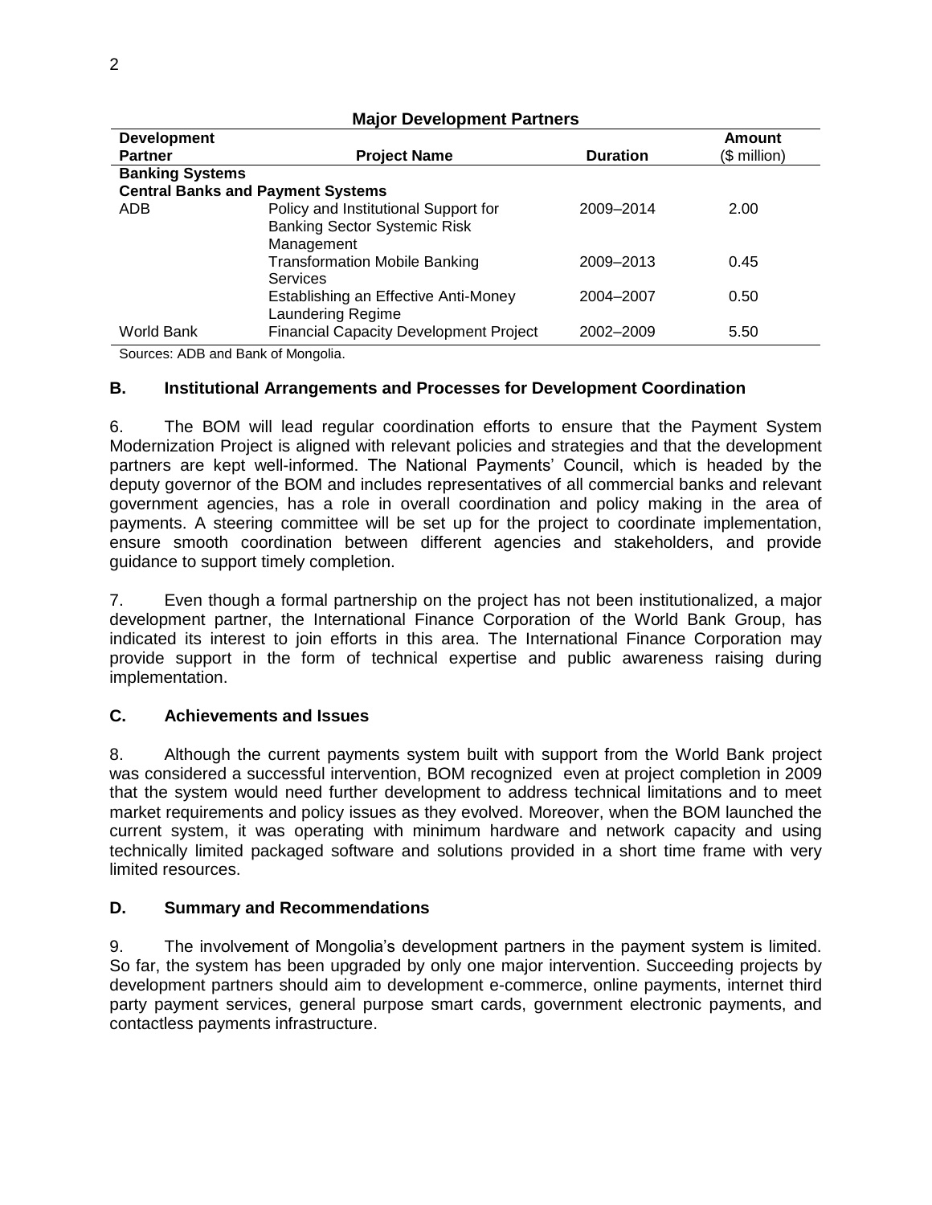**Major Development Partners**

| Development Partner | Project Name | Duration | Amount ($ million) |
| --- | --- | --- | --- |
| **Banking Systems** | | | |
| **Central Banks and Payment Systems** | | | |
| ADB | Policy and Institutional Support for Banking Sector Systemic Risk Management | 2009–2014 | 2.00 |
| | Transformation Mobile Banking Services | 2009–2013 | 0.45 |
| | Establishing an Effective Anti-Money Laundering Regime | 2004–2007 | 0.50 |
| World Bank | Financial Capacity Development Project | 2002–2009 | 5.50 |

Sources: ADB and Bank of Mongolia.

### B. Institutional Arrangements and Processes for Development Coordination

6. The BOM will lead regular coordination efforts to ensure that the Payment System Modernization Project is aligned with relevant policies and strategies and that the development partners are kept well-informed. The National Payments' Council, which is headed by the deputy governor of the BOM and includes representatives of all commercial banks and relevant government agencies, has a role in overall coordination and policy making in the area of payments. A steering committee will be set up for the project to coordinate implementation, ensure smooth coordination between different agencies and stakeholders, and provide guidance to support timely completion.

7. Even though a formal partnership on the project has not been institutionalized, a major development partner, the International Finance Corporation of the World Bank Group, has indicated its interest to join efforts in this area. The International Finance Corporation may provide support in the form of technical expertise and public awareness raising during implementation.

### C. Achievements and Issues

8. Although the current payments system built with support from the World Bank project was considered a successful intervention, BOM recognized even at project completion in 2009 that the system would need further development to address technical limitations and to meet market requirements and policy issues as they evolved. Moreover, when the BOM launched the current system, it was operating with minimum hardware and network capacity and using technically limited packaged software and solutions provided in a short time frame with very limited resources.

### D. Summary and Recommendations

9. The involvement of Mongolia's development partners in the payment system is limited. So far, the system has been upgraded by only one major intervention. Succeeding projects by development partners should aim to development e-commerce, online payments, internet third party payment services, general purpose smart cards, government electronic payments, and contactless payments infrastructure.